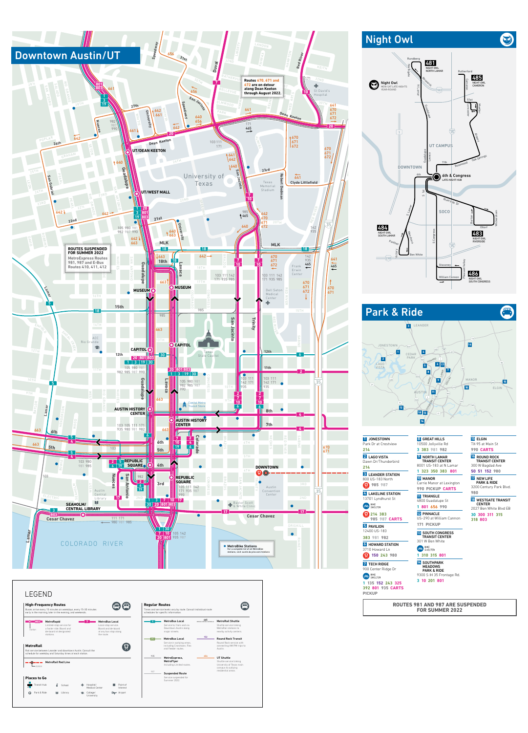# Downtown Austin/UT

Routes 670, 671 and 672 are on detour along Dean Keeton through August 2022.

**ROUTES SUSPENDED FOR SUMMER 2022**
MetroExpress Routes 981, 987 and E-Bus Routes 410, 411, 412

## Night Owl

Night Owl — MON-SAT LATE-NIGHTS YEAR-ROUND

- 481 NIGHT OWL NORTH LAMAR
- 483 NIGHT OWL RIVERSIDE
- 484 NIGHT OWL SOUTH LAMAR
- 485 NIGHT OWL CAMERON
- 486 NIGHT OWL SOUTH CONGRESS

6th & Congress — LATE-NIGHT HUB

## Park & Ride

1. **JONESTOWN** — Park Dr at Crestview — 214
2. **LAGO VISTA** — Dawn Dr/Thunderbird — 214
3. **LEANDER STATION** — 800 US-183 North — 985 987
4. **LAKELINE STATION** — 13701 Lyndhurst St — BIKE SHELTER — 214 383 985 987 CARTS
5. **PAVILION** — 12400 US-183 — 383 981 982
6. **HOWARD STATION** — 3710 Howard Ln — 150 243 980
7. **TECH RIDGE** — 900 Center Ridge Dr — BIKE SHELTER — 1 135 152 243 325 392 801 935 CARTS PICKUP
8. **GREAT HILLS** — 10500 Jollyville Rd — 3 383 981 982
9. **NORTH LAMAR TRANSIT CENTER** — 8001 US-183 at N Lamar — 1 323 350 383 801
10. **MANOR** — Carrie Manor at Lexington — 990 PICKUP CARTS
11. **TRIANGLE** — 4800 Guadalupe St — 1 801 656 990
12. **PINNACLE** — US-290 at William Cannon — 171 PICKUP
13. **SOUTH CONGRESS TRANSIT CENTER** — 301 W Ben White — BIKE SHELTER — 1 310 315 801
14. **SOUTHPARK MEADOWS PARK & RIDE** — 9300 S IH 35 Frontage Rd. — 3 10 201 801
15. **ELGIN** — TX-95 at Main St — 990 CARTS
16. **ROUND ROCK TRANSIT CENTER** — 300 W Bagdad Ave — 50 51 152 980
17. **NEW LIFE PARK & RIDE** — 3200 Century Park Blvd. — 980
18. **WESTGATE TRANSIT CENTER** — 2027 Ben White Blvd EB — 30 300 311 315 318 803

**ROUTES 981 AND 987 ARE SUSPENDED FOR SUMMER 2022**

## LEGEND

**High-Frequency Routes**
Buses arrive every 15 minutes on weekdays, every 15-30 minutes early in the morning, later in the evening, and weekends.

- **MetroRapid** — Limited-stop service for a faster ride. Board and de-board at designated stations.
- **MetroBus Local** — Local-stop service. Board and de-board at any bus stop along the route.

**MetroRail**
Rail service between Leander and downtown Austin. Consult the schedule for weekday and Saturday times at each station.

- MetroRail Red Line

**Regular Routes**
Times and service levels vary by route. Consult individual route schedules for specific information.

- **MetroBus Local** — Service to, from and via Downtown Austin along major streets.
- **MetroBus Local** — Service in outlying areas, including Crosstown, Flex and Feeder routes.
- **MetroExpress, MetroFlyer** — Including Limited routes.
- **Suspended Route** — Service suspended for Summer 2022.
- **MetroRail Shuttle** — Shuttle service linking MetroRail stations to nearby activity centers.
- **Round Rock Transit** — Round Rock service with connecting AM/PM trips to Austin.
- **UT Shuttle** — Shuttle service linking University of Texas main campus to outlying residential areas.

**Places to Go**
Transit Hub · School · Hospital/Medical Center · Point of Interest · Park & Ride · Library · College/University · Airport

**MetroBike Stations** — For a complete list of all MetroBike stations, visit austin.bcycle.com/stations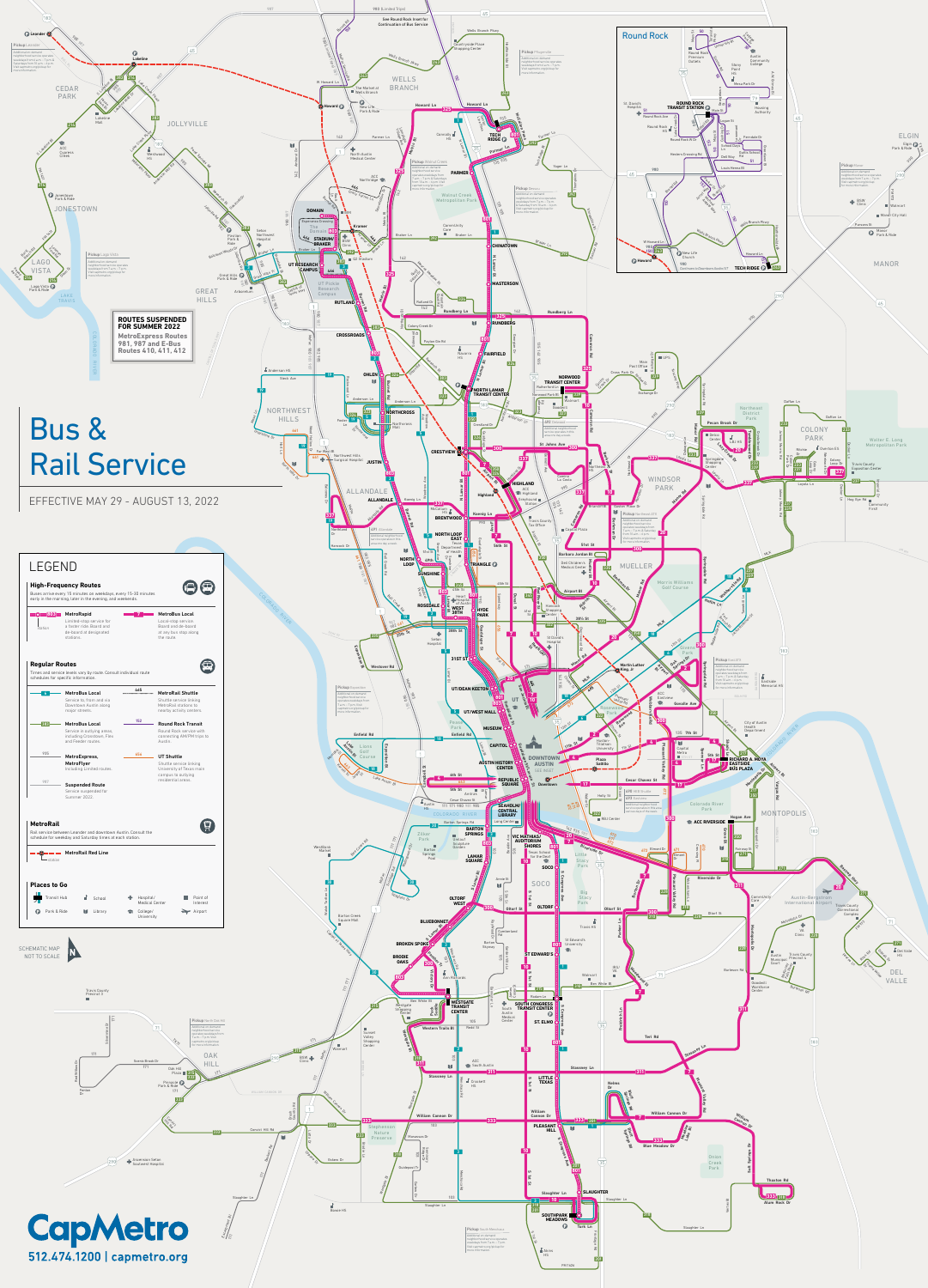# Bus & Rail Service

EFFECTIVE MAY 29 - AUGUST 13, 2022

**ROUTES SUSPENDED FOR SUMMER 2022**
MetroExpress Routes 981, 987 and E-Bus Routes 410, 411, 412

## LEGEND

### High-Frequency Routes

Buses arrive every 15 minutes on weekdays, every 15-30 minutes early in the morning, later in the evening, and weekends.

- **MetroRapid** — Limited-stop service for a faster ride. Board and de-board at designated stations.
- **MetroBus Local** — Local-stop service. Board and de-board at any bus stop along the route.

### Regular Routes

Times and service levels vary by route. Consult individual route schedules for specific information.

- **MetroBus Local** — Service to, from and via Downtown Austin along major streets.
- **MetroBus Local** — Service in outlying areas, including Crosstown, Flex and Feeder routes.
- **MetroExpress, MetroFlyer** — Service including limited routes.
- **Suspended Route** — Service suspended for Summer 2022.
- **MetroRail Shuttle** — Shuttle service linking MetroRail stations to nearby activity centers.
- **Round Rock Transit** — Round Rock service with connecting AM/PM trips to Austin.
- **UT Shuttle** — Shuttle service linking University of Texas main campus to outlying residential areas.

### MetroRail

Rail service between Leander and downtown Austin. Consult the schedule for weekday and Saturday times at each station.

- MetroRail Red Line

### Places to Go

- Transit Hub
- Park & Ride
- School
- Library
- Hospital/Medical Center
- College/University
- Point of Interest
- Airport

SCHEMATIC MAP NOT TO SCALE

Round Rock

CapMetro

512.474.1200 | capmetro.org